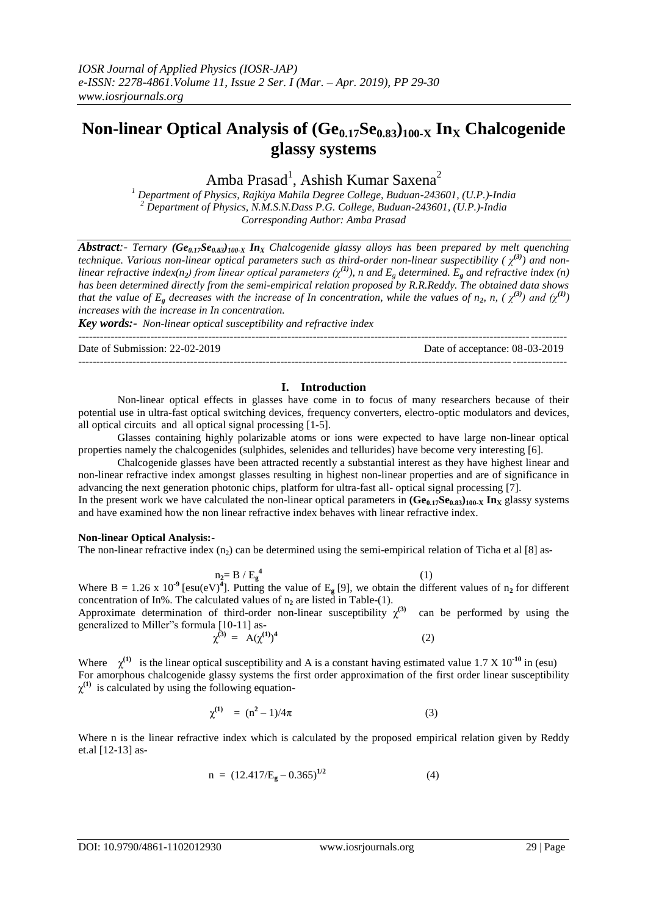# Non-linear Optical Analysis of $(Ge_{0.17}Se_{0.83})_{100-X}$ $In_X$ Chalcogenide glassy systems

Amba Prasad[1], Ashish Kumar Saxena[2]

[1] Department of Physics, Rajkiya Mahila Degree College, Buduan-243601, (U.P.)-India
[2] Department of Physics, N.M.S.N.Dass P.G. College, Buduan-243601, (U.P.)-India
Corresponding Author: Amba Prasad

***Abstract**:- Ternary $(Ge_{0.17}Se_{0.83})_{100-X}$ $In_X$ Chalcogenide glassy alloys has been prepared by melt quenching technique. Various non-linear optical parameters such as third-order non-linear suspectibility ( $\chi^{(3)}$) and non-linear refractive index($n_2$) from linear optical parameters ($\chi^{(1)}$), n and $E_g$ determined. $E_g$ and refractive index (n) has been determined directly from the semi-empirical relation proposed by R.R.Reddy. The obtained data shows that the value of $E_g$ decreases with the increase of In concentration, while the values of $n_2$, n, ( $\chi^{(3)}$) and ($\chi^{(1)}$) increases with the increase in In concentration.*

***Key words:-** Non-linear optical susceptibility and refractive index*

---

Date of Submission: 22-02-2019 Date of acceptance: 08-03-2019

---

## I. Introduction

Non-linear optical effects in glasses have come in to focus of many researchers because of their potential use in ultra-fast optical switching devices, frequency converters, electro-optic modulators and devices, all optical circuits and all optical signal processing [1-5].

Glasses containing highly polarizable atoms or ions were expected to have large non-linear optical properties namely the chalcogenides (sulphides, selenides and tellurides) have become very interesting [6].

Chalcogenide glasses have been attracted recently a substantial interest as they have highest linear and non-linear refractive index amongst glasses resulting in highest non-linear properties and are of significance in advancing the next generation photonic chips, platform for ultra-fast all- optical signal processing [7].

In the present work we have calculated the non-linear optical parameters in $(Ge_{0.17}Se_{0.83})_{100-X}$ $In_X$ glassy systems and have examined how the non linear refractive index behaves with linear refractive index.

**Non-linear Optical Analysis:-**

The non-linear refractive index ($n_2$) can be determined using the semi-empirical relation of Ticha et al [8] as-

$$n_2 = B / E_g^4 \qquad (1)$$

Where B = 1.26 x $10^{-9}$ [esu(eV)$^4$]. Putting the value of $E_g$ [9], we obtain the different values of $n_2$ for different concentration of In%. The calculated values of $n_2$ are listed in Table-(1).

Approximate determination of third-order non-linear susceptibility $\chi^{(3)}$ can be performed by using the generalized to Miller"s formula [10-11] as-

$$\chi^{(3)} = A(\chi^{(1)})^4 \qquad (2)$$

Where $\chi^{(1)}$ is the linear optical susceptibility and A is a constant having estimated value 1.7 X $10^{-10}$ in (esu)

For amorphous chalcogenide glassy systems the first order approximation of the first order linear susceptibility $\chi^{(1)}$ is calculated by using the following equation-

$$\chi^{(1)} = (n^2 - 1)/4\pi \qquad (3)$$

Where n is the linear refractive index which is calculated by the proposed empirical relation given by Reddy et.al [12-13] as-

$$n = (12.417/E_g - 0.365)^{1/2} \qquad (4)$$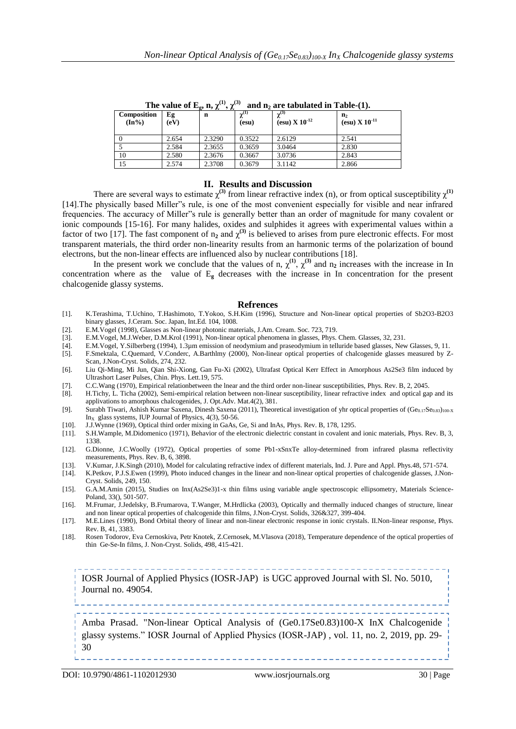The value of $E_g$, n, $\chi^{(1)}$, $\chi^{(3)}$ and $n_2$ are tabulated in Table-(1).

| Composition (In%) | Eg (eV) | n | $\chi^{(1)}$ (esu) | $\chi^{(3)}$ (esu) X $10^{-12}$ | $n_2$ (esu) X $10^{-11}$ |
|---|---|---|---|---|---|
| 0 | 2.654 | 2.3290 | 0.3522 | 2.6129 | 2.541 |
| 5 | 2.584 | 2.3655 | 0.3659 | 3.0464 | 2.830 |
| 10 | 2.580 | 2.3676 | 0.3667 | 3.0736 | 2.843 |
| 15 | 2.574 | 2.3708 | 0.3679 | 3.1142 | 2.866 |

## II. Results and Discussion

There are several ways to estimate $\chi^{(3)}$ from linear refractive index (n), or from optical susceptibility $\chi^{(1)}$ [14].The physically based Miller"s rule, is one of the most convenient especially for visible and near infrared frequencies. The accuracy of Miller"s rule is generally better than an order of magnitude for many covalent or ionic compounds [15-16]. For many halides, oxides and sulphides it agrees with experimental values within a factor of two [17]. The fast component of $n_2$ and $\chi^{(3)}$ is believed to arises from pure electronic effects. For most transparent materials, the third order non-linearity results from an harmonic terms of the polarization of bound electrons, but the non-linear effects are influenced also by nuclear contributions [18].

In the present work we conclude that the values of n, $\chi^{(1)}$, $\chi^{(3)}$ and $n_2$ increases with the increase in In concentration where as the value of $E_g$ decreases with the increase in In concentration for the present chalcogenide glassy systems.

## Refrences

[1]. K.Terashima, T.Uchino, T.Hashimoto, T.Yokoo, S.H.Kim (1996), Structure and Non-linear optical properties of Sb2O3-B2O3 binary glasses, J.Ceram. Soc. Japan, Int.Ed. 104, 1008.

[2]. E.M.Vogel (1998), Glasses as Non-linear photonic materials, J.Am. Cream. Soc. 723, 719.

[3]. E.M.Vogel, M.J.Weber, D.M.Krol (1991), Non-linear optical phenomena in glasses, Phys. Chem. Glasses, 32, 231.

[4]. E.M.Vogel, Y.Silberberg (1994), 1.3μm emission of neodymium and praseodymium in telluride based glasses, New Glasses, 9, 11.

[5]. F.Smektala, C.Quemard, V.Conderc, A.Barthlmy (2000), Non-linear optical properties of chalcogenide glasses measured by Z-Scan, J.Non-Cryst. Solids, 274, 232.

[6]. Liu Qi-Ming, Mi Jun, Qian Shi-Xiong, Gan Fu-Xi (2002), Ultrafast Optical Kerr Effect in Amorphous As2Se3 film induced by Ultrashort Laser Pulses, Chin. Phys. Lett.19, 575.

[7]. C.C.Wang (1970), Empirical relationbetween the lnear and the third order non-linear susceptibilities, Phys. Rev. B, 2, 2045.

[8]. H.Tichy, L. Ticha (2002), Semi-empirical relation between non-linear susceptibility, linear refractive index and optical gap and its applivations to amorphous chalcogenides, J. Opt.Adv. Mat.4(2), 381.

[9]. Surabh Tiwari, Ashish Kumar Saxena, Dinesh Saxena (2011), Theoretical investigation of yhr optical properties of $(Ge_{0.17}Se_{0.83})_{100-X}$ $In_X$ glass systems, IUP Journal of Physics, 4(3), 50-56.

[10]. J.J.Wynne (1969), Optical third order mixing in GaAs, Ge, Si and InAs, Phys. Rev. B, 178, 1295.

[11]. S.H.Wample, M.Didomenico (1971), Behavior of the electronic dielectric constant in covalent and ionic materials, Phys. Rev. B, 3, 1338.

[12]. G.Dionne, J.C.Woolly (1972), Optical properties of some Pb1-xSnxTe alloy-determined from infrared plasma reflectivity measurements, Phys. Rev. B, 6, 3898.

[13]. V.Kumar, J.K.Singh (2010), Model for calculating refractive index of different materials, Ind. J. Pure and Appl. Phys.48, 571-574.

[14]. K.Petkov, P.J.S.Ewen (1999), Photo induced changes in the linear and non-linear optical properties of chalcogenide glasses, J.Non-Cryst. Solids, 249, 150.

[15]. G.A.M.Amin (2015), Studies on Inx(As2Se3)1-x thin films using variable angle spectroscopic ellipsometry, Materials Science-Poland, 33(), 501-507.

[16]. M.Frumar, J.Jedelsky, B.Frumarova, T.Wanger, M.Hrdlicka (2003), Optically and thermally induced changes of structure, linear and non linear optical properties of chalcogenide thin films, J.Non-Cryst. Solids, 326&327, 399-404.

[17]. M.E.Lines (1990), Bond Orbital theory of linear and non-linear electronic response in ionic crystals. II.Non-linear response, Phys. Rev. B, 41, 3383.

[18]. Rosen Todorov, Eva Cernoskiva, Petr Knotek, Z.Cernosek, M.Vlasova (2018), Temperature dependence of the optical properties of thin Ge-Se-In films, J. Non-Cryst. Solids, 498, 415-421.

IOSR Journal of Applied Physics (IOSR-JAP) is UGC approved Journal with Sl. No. 5010, Journal no. 49054.

Amba Prasad. "Non-linear Optical Analysis of (Ge0.17Se0.83)100-X InX Chalcogenide glassy systems." IOSR Journal of Applied Physics (IOSR-JAP) , vol. 11, no. 2, 2019, pp. 29-30